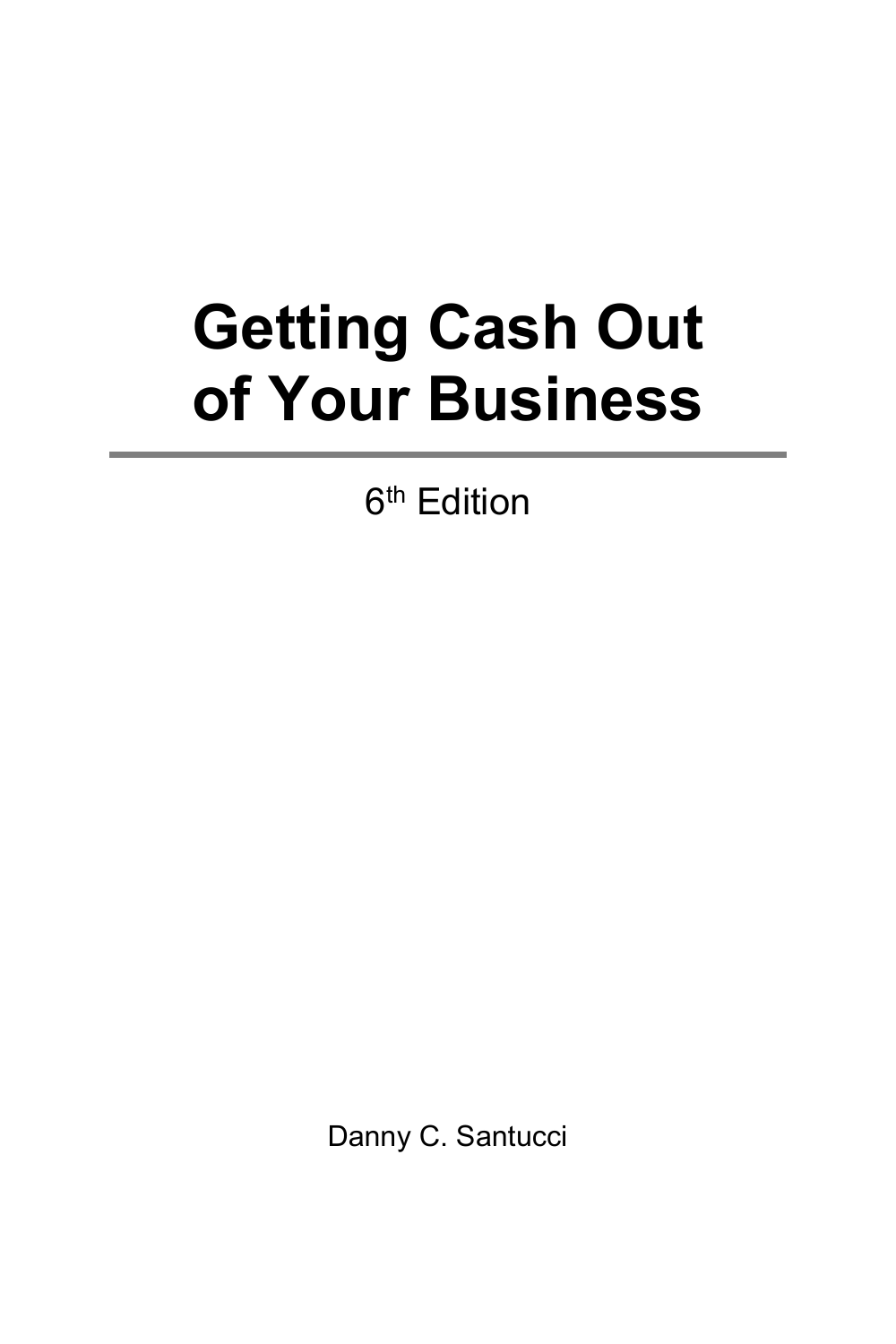# Getting Cash Out of Your Business

---

6th Edition

Danny C. Santucci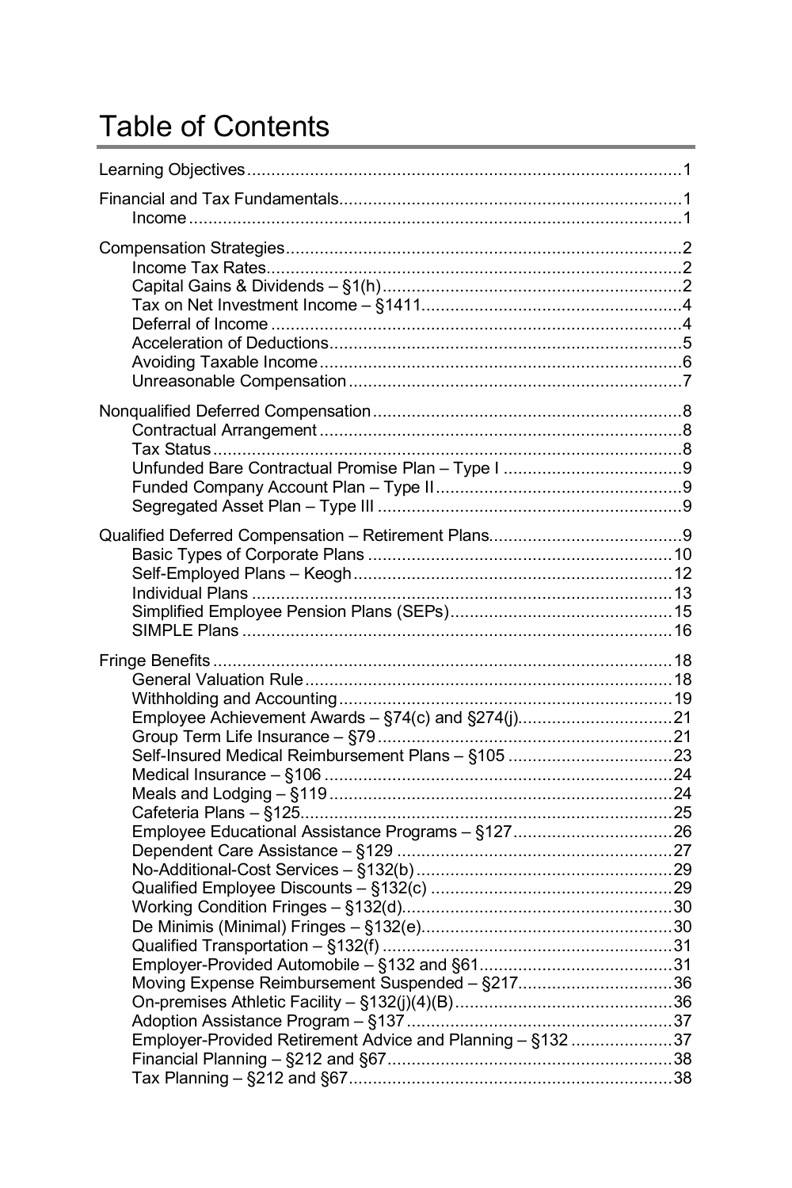# Table of Contents

Learning Objectives .......... 1

Financial and Tax Fundamentals .......... 1
- Income .......... 1

Compensation Strategies .......... 2
- Income Tax Rates .......... 2
- Capital Gains & Dividends – §1(h) .......... 2
- Tax on Net Investment Income – §1411 .......... 4
- Deferral of Income .......... 4
- Acceleration of Deductions .......... 5
- Avoiding Taxable Income .......... 6
- Unreasonable Compensation .......... 7

Nonqualified Deferred Compensation .......... 8
- Contractual Arrangement .......... 8
- Tax Status .......... 8
- Unfunded Bare Contractual Promise Plan – Type I .......... 9
- Funded Company Account Plan – Type II .......... 9
- Segregated Asset Plan – Type III .......... 9

Qualified Deferred Compensation – Retirement Plans .......... 9
- Basic Types of Corporate Plans .......... 10
- Self-Employed Plans – Keogh .......... 12
- Individual Plans .......... 13
- Simplified Employee Pension Plans (SEPs) .......... 15
- SIMPLE Plans .......... 16

Fringe Benefits .......... 18
- General Valuation Rule .......... 18
- Withholding and Accounting .......... 19
- Employee Achievement Awards – §74(c) and §274(j) .......... 21
- Group Term Life Insurance – §79 .......... 21
- Self-Insured Medical Reimbursement Plans – §105 .......... 23
- Medical Insurance – §106 .......... 24
- Meals and Lodging – §119 .......... 24
- Cafeteria Plans – §125 .......... 25
- Employee Educational Assistance Programs – §127 .......... 26
- Dependent Care Assistance – §129 .......... 27
- No-Additional-Cost Services – §132(b) .......... 29
- Qualified Employee Discounts – §132(c) .......... 29
- Working Condition Fringes – §132(d) .......... 30
- De Minimis (Minimal) Fringes – §132(e) .......... 30
- Qualified Transportation – §132(f) .......... 31
- Employer-Provided Automobile – §132 and §61 .......... 31
- Moving Expense Reimbursement Suspended – §217 .......... 36
- On-premises Athletic Facility – §132(j)(4)(B) .......... 36
- Adoption Assistance Program – §137 .......... 37
- Employer-Provided Retirement Advice and Planning – §132 .......... 37
- Financial Planning – §212 and §67 .......... 38
- Tax Planning – §212 and §67 .......... 38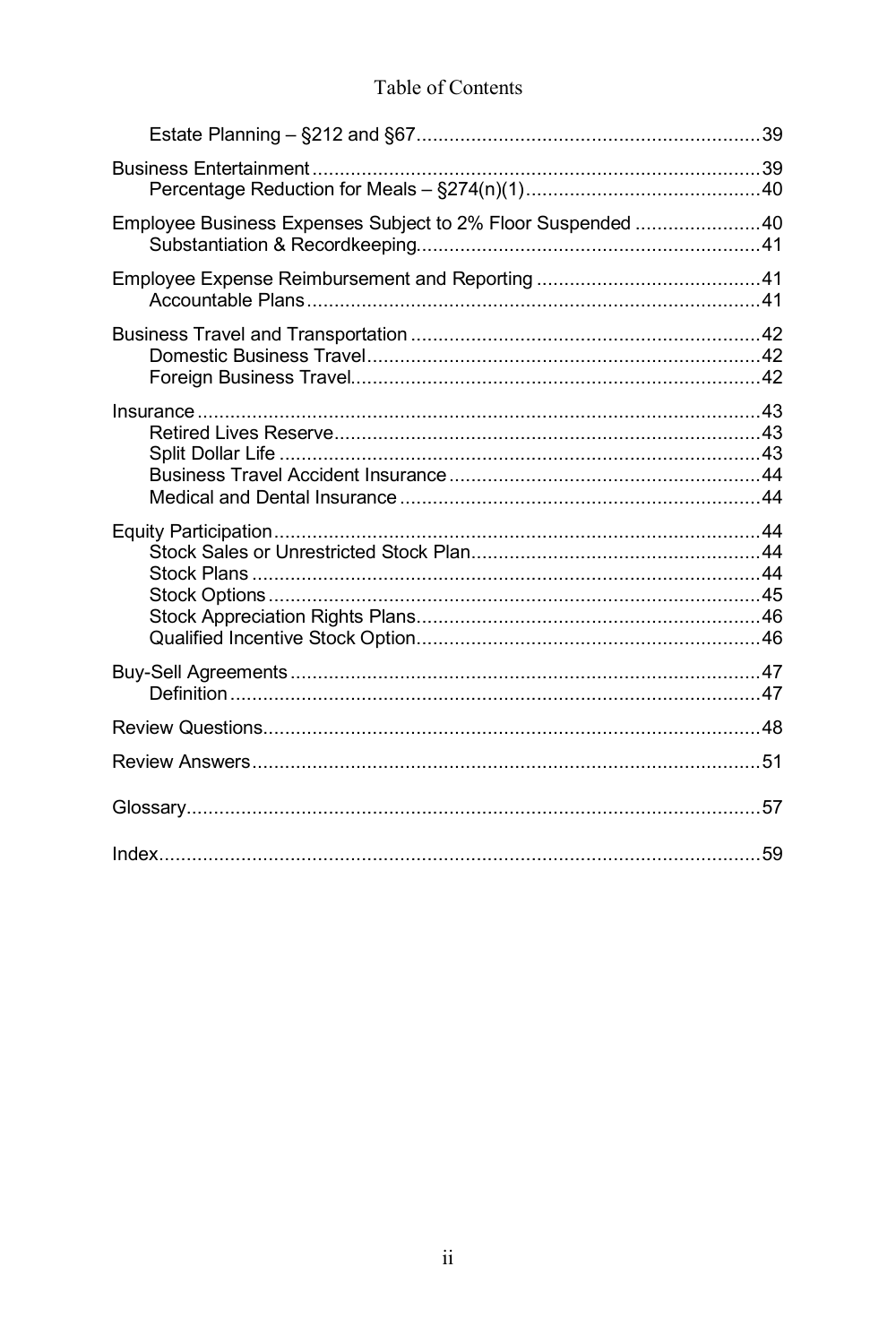# Table of Contents

- Estate Planning – §212 and §67 .......... 39
- Business Entertainment .......... 39
  - Percentage Reduction for Meals – §274(n)(1) .......... 40
- Employee Business Expenses Subject to 2% Floor Suspended .......... 40
  - Substantiation & Recordkeeping .......... 41
- Employee Expense Reimbursement and Reporting .......... 41
  - Accountable Plans .......... 41
- Business Travel and Transportation .......... 42
  - Domestic Business Travel .......... 42
  - Foreign Business Travel .......... 42
- Insurance .......... 43
  - Retired Lives Reserve .......... 43
  - Split Dollar Life .......... 43
  - Business Travel Accident Insurance .......... 44
  - Medical and Dental Insurance .......... 44
- Equity Participation .......... 44
  - Stock Sales or Unrestricted Stock Plan .......... 44
  - Stock Plans .......... 44
  - Stock Options .......... 45
  - Stock Appreciation Rights Plans .......... 46
  - Qualified Incentive Stock Option .......... 46
- Buy-Sell Agreements .......... 47
  - Definition .......... 47
- Review Questions .......... 48
- Review Answers .......... 51
- Glossary .......... 57
- Index .......... 59